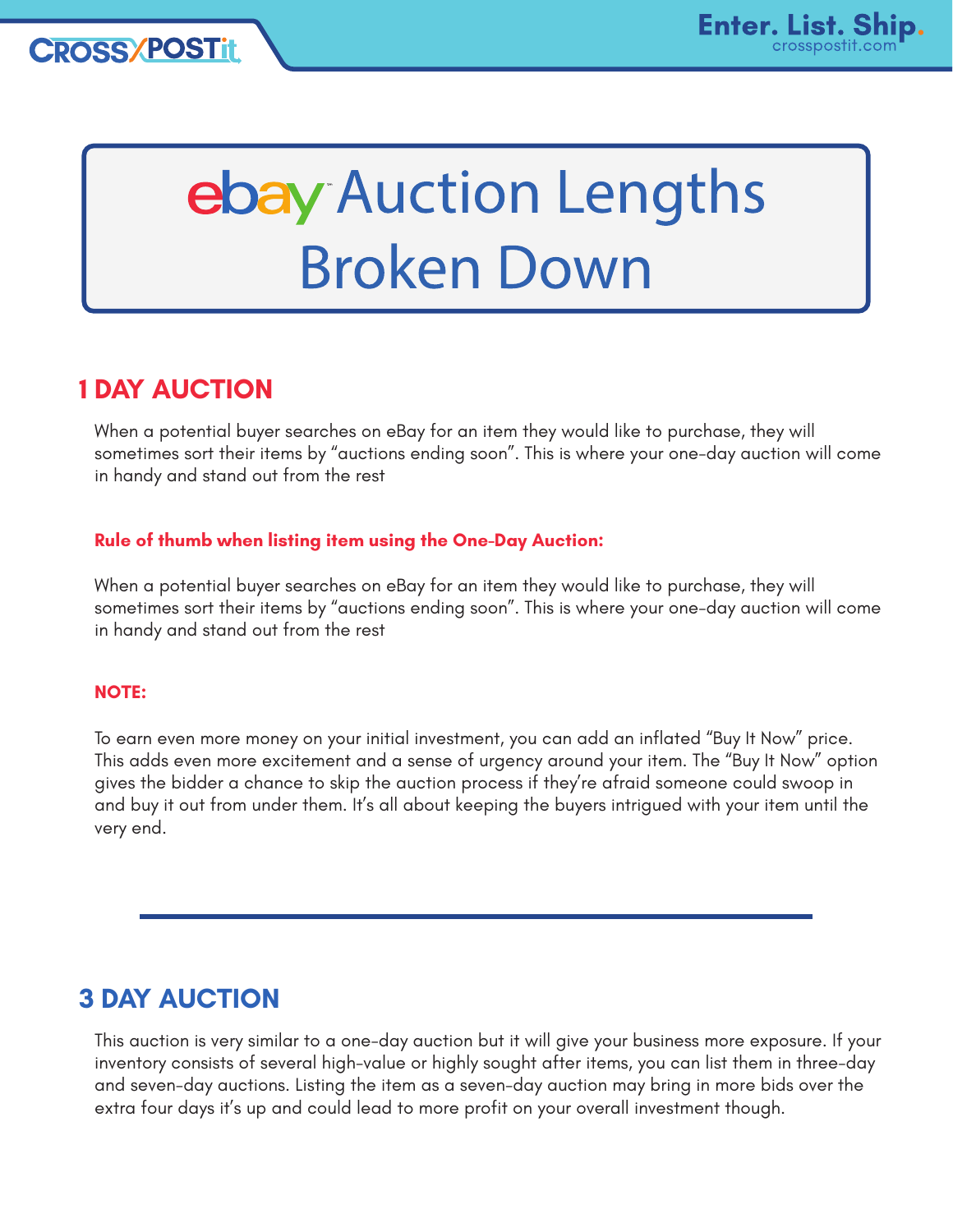# ebay Auction Lengths Broken Down

## 1 DAY AUCTION

When a potential buyer searches on eBay for an item they would like to purchase, they will sometimes sort their items by "auctions ending soon". This is where your one-day auction will come in handy and stand out from the rest

**Rule of thumb when listing item using the One-Day Auction:**

When a potential buyer searches on eBay for an item they would like to purchase, they will sometimes sort their items by "auctions ending soon". This is where your one-day auction will come in handy and stand out from the rest

**NOTE:**

To earn even more money on your initial investment, you can add an inflated "Buy It Now" price. This adds even more excitement and a sense of urgency around your item. The "Buy It Now" option gives the bidder a chance to skip the auction process if they're afraid someone could swoop in and buy it out from under them. It's all about keeping the buyers intrigued with your item until the very end.

---

## 3 DAY AUCTION

This auction is very similar to a one-day auction but it will give your business more exposure. If your inventory consists of several high-value or highly sought after items, you can list them in three-day and seven-day auctions. Listing the item as a seven-day auction may bring in more bids over the extra four days it's up and could lead to more profit on your overall investment though.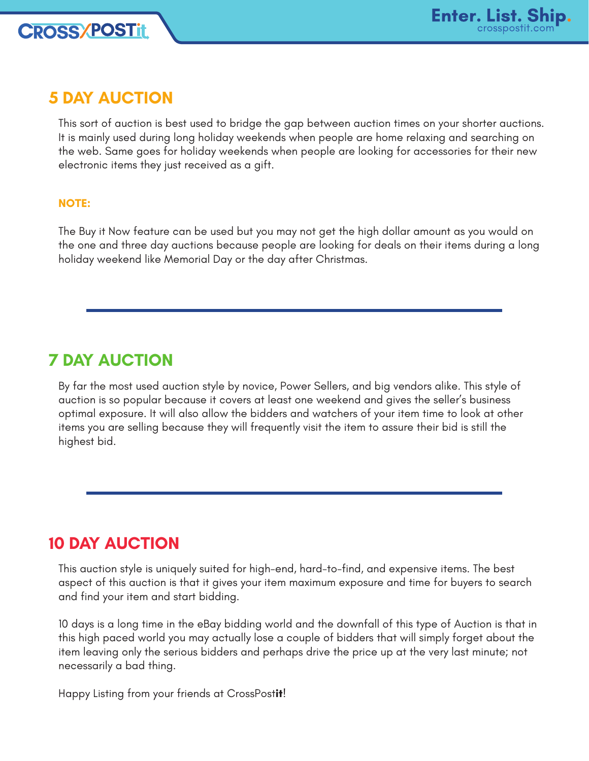## 5 DAY AUCTION

This sort of auction is best used to bridge the gap between auction times on your shorter auctions. It is mainly used during long holiday weekends when people are home relaxing and searching on the web. Same goes for holiday weekends when people are looking for accessories for their new electronic items they just received as a gift.

**NOTE:**

The Buy it Now feature can be used but you may not get the high dollar amount as you would on the one and three day auctions because people are looking for deals on their items during a long holiday weekend like Memorial Day or the day after Christmas.

---

## 7 DAY AUCTION

By far the most used auction style by novice, Power Sellers, and big vendors alike. This style of auction is so popular because it covers at least one weekend and gives the seller's business optimal exposure. It will also allow the bidders and watchers of your item time to look at other items you are selling because they will frequently visit the item to assure their bid is still the highest bid.

---

## 10 DAY AUCTION

This auction style is uniquely suited for high-end, hard-to-find, and expensive items. The best aspect of this auction is that it gives your item maximum exposure and time for buyers to search and find your item and start bidding.

10 days is a long time in the eBay bidding world and the downfall of this type of Auction is that in this high paced world you may actually lose a couple of bidders that will simply forget about the item leaving only the serious bidders and perhaps drive the price up at the very last minute; not necessarily a bad thing.

Happy Listing from your friends at CrossPost**it**!